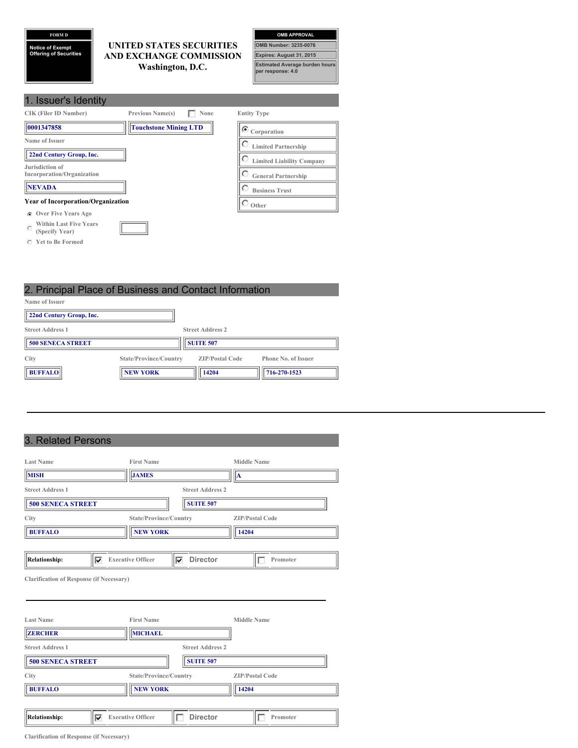FORM D

Notice of Exempt Offering of Securities

# UNITED STATES SECURITIES AND EXCHANGE COMMISSION

Washington, D.C.

| OMB APPROVAL |
|---|
| OMB Number: 3235-0076 |
| Expires: August 31, 2015 |
| Estimated Average burden hours per response: 4.0 |

## 1. Issuer's Identity

| CIK (Filer ID Number) | Previous Name(s) | Entity Type |
|---|---|---|
| 0001347858 | Touchstone Mining LTD | (X) Corporation |

Previous Name(s): [ ] None

Name of Issuer: 22nd Century Group, Inc.

Jurisdiction of Incorporation/Organization: NEVADA

Entity Type:
- (X) Corporation
- ( ) Limited Partnership
- ( ) Limited Liability Company
- ( ) General Partnership
- ( ) Business Trust
- ( ) Other

**Year of Incorporation/Organization**

- (X) Over Five Years Ago
- ( ) Within Last Five Years (Specify Year)
- ( ) Yet to Be Formed

## 2. Principal Place of Business and Contact Information

Name of Issuer: 22nd Century Group, Inc.

| Street Address 1 | Street Address 2 |
|---|---|
| 500 SENECA STREET | SUITE 507 |

| City | State/Province/Country | ZIP/Postal Code | Phone No. of Issuer |
|---|---|---|---|
| BUFFALO | NEW YORK | 14204 | 716-270-1523 |

## 3. Related Persons

| Last Name | First Name | Middle Name |
|---|---|---|
| MISH | JAMES | A |

| Street Address 1 | Street Address 2 |
|---|---|
| 500 SENECA STREET | SUITE 507 |

| City | State/Province/Country | ZIP/Postal Code |
|---|---|---|
| BUFFALO | NEW YORK | 14204 |

Relationship: [X] Executive Officer [X] Director [ ] Promoter

Clarification of Response (if Necessary)

---

| Last Name | First Name | Middle Name |
|---|---|---|
| ZERCHER | MICHAEL | |

| Street Address 1 | Street Address 2 |
|---|---|
| 500 SENECA STREET | SUITE 507 |

| City | State/Province/Country | ZIP/Postal Code |
|---|---|---|
| BUFFALO | NEW YORK | 14204 |

Relationship: [X] Executive Officer [ ] Director [ ] Promoter

Clarification of Response (if Necessary)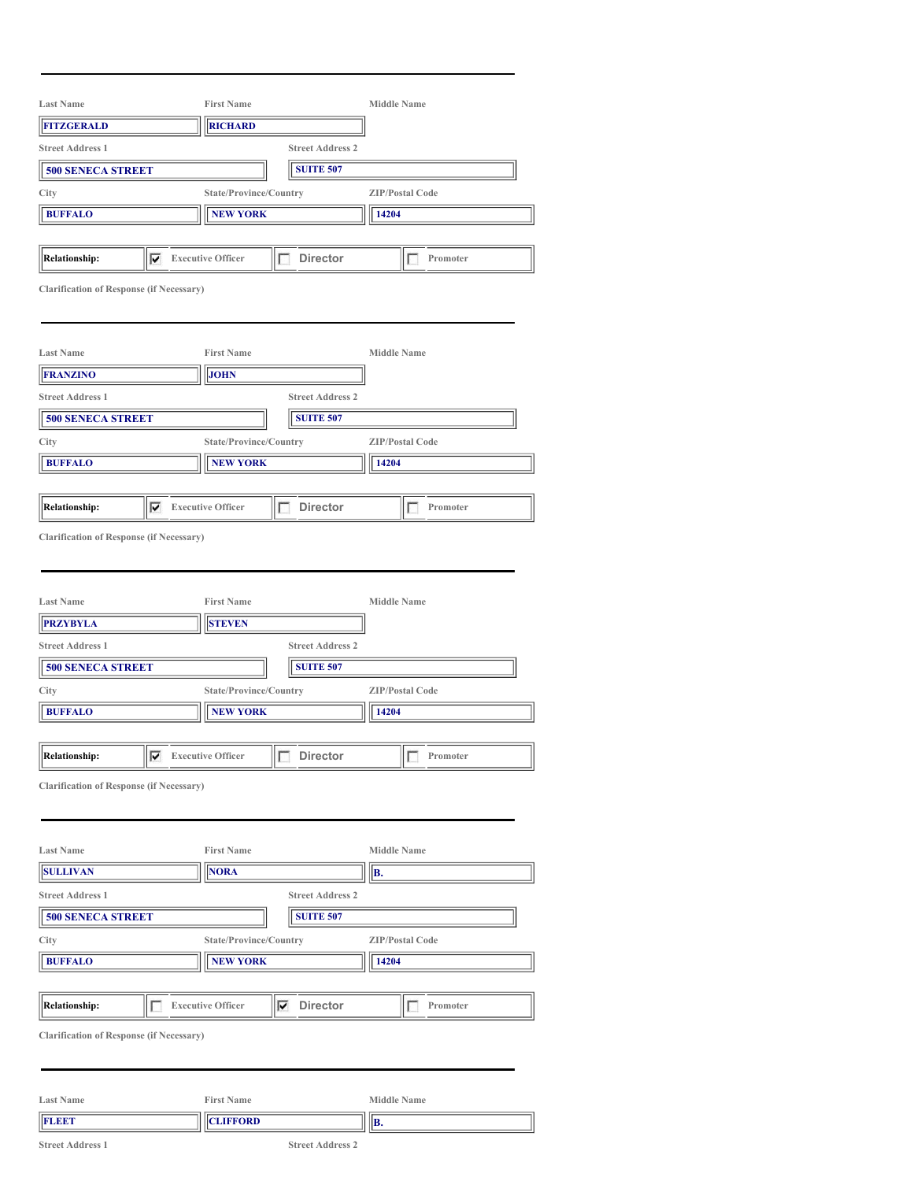---

| Last Name | First Name | Middle Name |
|---|---|---|
| FITZGERALD | RICHARD | |

| Street Address 1 | Street Address 2 |
|---|---|
| 500 SENECA STREET | SUITE 507 |

| City | State/Province/Country | ZIP/Postal Code |
|---|---|---|
| BUFFALO | NEW YORK | 14204 |

| Relationship: | ☑ Executive Officer | ☐ Director | ☐ Promoter |
|---|---|---|---|

Clarification of Response (if Necessary)

---

| Last Name | First Name | Middle Name |
|---|---|---|
| FRANZINO | JOHN | |

| Street Address 1 | Street Address 2 |
|---|---|
| 500 SENECA STREET | SUITE 507 |

| City | State/Province/Country | ZIP/Postal Code |
|---|---|---|
| BUFFALO | NEW YORK | 14204 |

| Relationship: | ☑ Executive Officer | ☐ Director | ☐ Promoter |
|---|---|---|---|

Clarification of Response (if Necessary)

---

| Last Name | First Name | Middle Name |
|---|---|---|
| PRZYBYLA | STEVEN | |

| Street Address 1 | Street Address 2 |
|---|---|
| 500 SENECA STREET | SUITE 507 |

| City | State/Province/Country | ZIP/Postal Code |
|---|---|---|
| BUFFALO | NEW YORK | 14204 |

| Relationship: | ☑ Executive Officer | ☐ Director | ☐ Promoter |
|---|---|---|---|

Clarification of Response (if Necessary)

---

| Last Name | First Name | Middle Name |
|---|---|---|
| SULLIVAN | NORA | B. |

| Street Address 1 | Street Address 2 |
|---|---|
| 500 SENECA STREET | SUITE 507 |

| City | State/Province/Country | ZIP/Postal Code |
|---|---|---|
| BUFFALO | NEW YORK | 14204 |

| Relationship: | ☐ Executive Officer | ☑ Director | ☐ Promoter |
|---|---|---|---|

Clarification of Response (if Necessary)

---

| Last Name | First Name | Middle Name |
|---|---|---|
| FLEET | CLIFFORD | B. |

Street Address 1 &nbsp;&nbsp;&nbsp;&nbsp; Street Address 2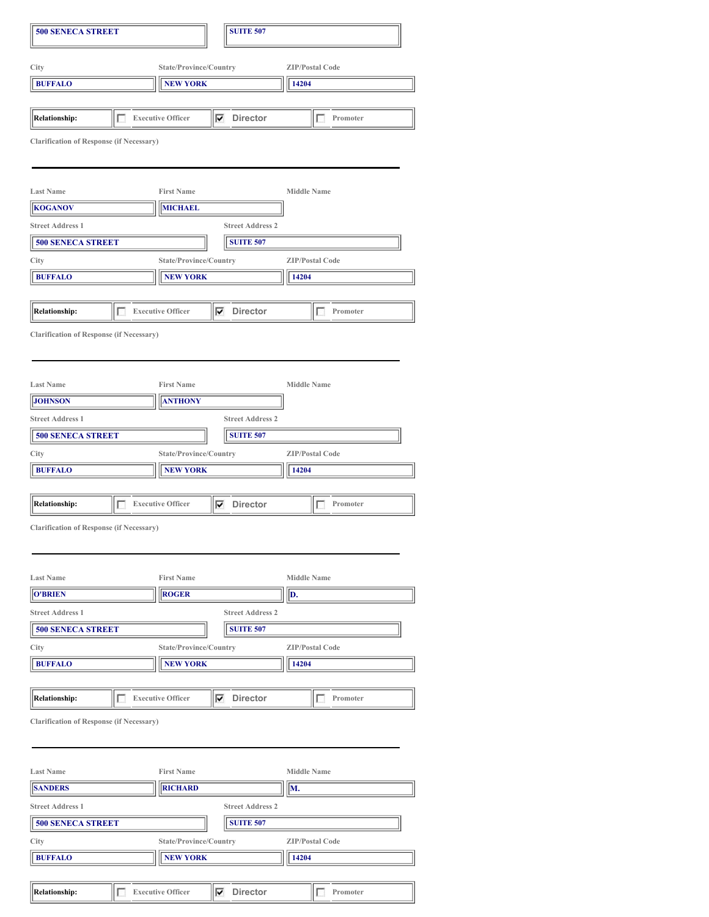| 500 SENECA STREET | SUITE 507 |
|---|---|

| City | State/Province/Country | ZIP/Postal Code |
|---|---|---|
| BUFFALO | NEW YORK | 14204 |

| Relationship: | ☐ Executive Officer | ☑ Director | ☐ Promoter |
|---|---|---|---|

Clarification of Response (if Necessary)

---

| Last Name | First Name | Middle Name |
|---|---|---|
| KOGANOV | MICHAEL | |

| Street Address 1 | Street Address 2 |
|---|---|
| 500 SENECA STREET | SUITE 507 |

| City | State/Province/Country | ZIP/Postal Code |
|---|---|---|
| BUFFALO | NEW YORK | 14204 |

| Relationship: | ☐ Executive Officer | ☑ Director | ☐ Promoter |
|---|---|---|---|

Clarification of Response (if Necessary)

---

| Last Name | First Name | Middle Name |
|---|---|---|
| JOHNSON | ANTHONY | |

| Street Address 1 | Street Address 2 |
|---|---|
| 500 SENECA STREET | SUITE 507 |

| City | State/Province/Country | ZIP/Postal Code |
|---|---|---|
| BUFFALO | NEW YORK | 14204 |

| Relationship: | ☐ Executive Officer | ☑ Director | ☐ Promoter |
|---|---|---|---|

Clarification of Response (if Necessary)

---

| Last Name | First Name | Middle Name |
|---|---|---|
| O'BRIEN | ROGER | D. |

| Street Address 1 | Street Address 2 |
|---|---|
| 500 SENECA STREET | SUITE 507 |

| City | State/Province/Country | ZIP/Postal Code |
|---|---|---|
| BUFFALO | NEW YORK | 14204 |

| Relationship: | ☐ Executive Officer | ☑ Director | ☐ Promoter |
|---|---|---|---|

Clarification of Response (if Necessary)

---

| Last Name | First Name | Middle Name |
|---|---|---|
| SANDERS | RICHARD | M. |

| Street Address 1 | Street Address 2 |
|---|---|
| 500 SENECA STREET | SUITE 507 |

| City | State/Province/Country | ZIP/Postal Code |
|---|---|---|
| BUFFALO | NEW YORK | 14204 |

| Relationship: | ☐ Executive Officer | ☑ Director | ☐ Promoter |
|---|---|---|---|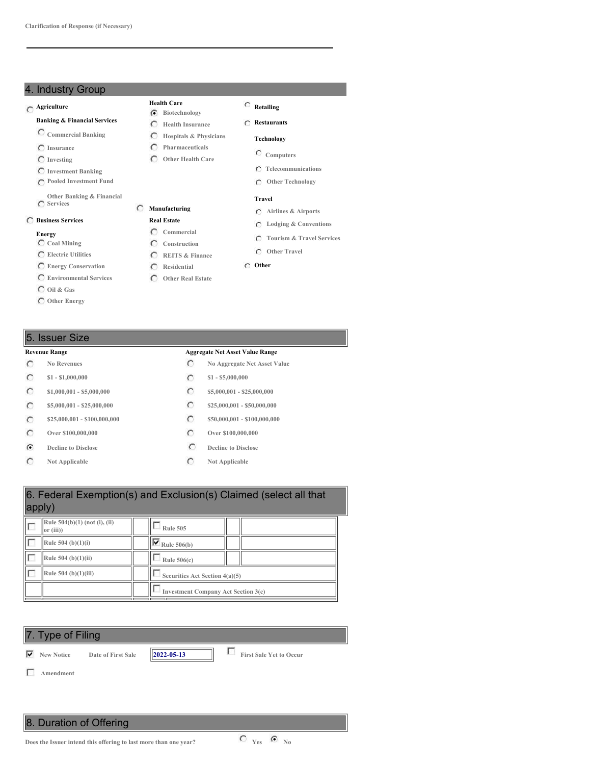Clarification of Response (if Necessary)

## 4. Industry Group

- ( ) Agriculture
- **Banking & Financial Services**
  - ( ) Commercial Banking
  - ( ) Insurance
  - ( ) Investing
  - ( ) Investment Banking
  - ( ) Pooled Investment Fund
  - ( ) Other Banking & Financial Services
- ( ) Business Services
- **Energy**
  - ( ) Coal Mining
  - ( ) Electric Utilities
  - ( ) Energy Conservation
  - ( ) Environmental Services
  - ( ) Oil & Gas
  - ( ) Other Energy
- **Health Care**
  - (•) Biotechnology
  - ( ) Health Insurance
  - ( ) Hospitals & Physicians
  - ( ) Pharmaceuticals
  - ( ) Other Health Care
- ( ) Manufacturing
- **Real Estate**
  - ( ) Commercial
  - ( ) Construction
  - ( ) REITS & Finance
  - ( ) Residential
  - ( ) Other Real Estate
- ( ) Retailing
- ( ) Restaurants
- **Technology**
  - ( ) Computers
  - ( ) Telecommunications
  - ( ) Other Technology
- **Travel**
  - ( ) Airlines & Airports
  - ( ) Lodging & Conventions
  - ( ) Tourism & Travel Services
  - ( ) Other Travel
- ( ) Other

## 5. Issuer Size

| Revenue Range | Aggregate Net Asset Value Range |
|---|---|
| ( ) No Revenues | ( ) No Aggregate Net Asset Value |
| ( ) $1 - $1,000,000 | ( ) $1 - $5,000,000 |
| ( ) $1,000,001 - $5,000,000 | ( ) $5,000,001 - $25,000,000 |
| ( ) $5,000,001 - $25,000,000 | ( ) $25,000,001 - $50,000,000 |
| ( ) $25,000,001 - $100,000,000 | ( ) $50,000,001 - $100,000,000 |
| ( ) Over $100,000,000 | ( ) Over $100,000,000 |
| (•) Decline to Disclose | ( ) Decline to Disclose |
| ( ) Not Applicable | ( ) Not Applicable |

## 6. Federal Exemption(s) and Exclusion(s) Claimed (select all that apply)

| | | | |
|---|---|---|---|
| ☐ | Rule 504(b)(1) (not (i), (ii) or (iii)) | ☐ | Rule 505 |
| ☐ | Rule 504 (b)(1)(i) | ☑ | Rule 506(b) |
| ☐ | Rule 504 (b)(1)(ii) | ☐ | Rule 506(c) |
| ☐ | Rule 504 (b)(1)(iii) | ☐ | Securities Act Section 4(a)(5) |
| | | ☐ | Investment Company Act Section 3(c) |

## 7. Type of Filing

☑ New Notice  Date of First Sale **2022-05-13**  ☐ First Sale Yet to Occur

☐ Amendment

## 8. Duration of Offering

Does the Issuer intend this offering to last more than one year? ( ) Yes (•) No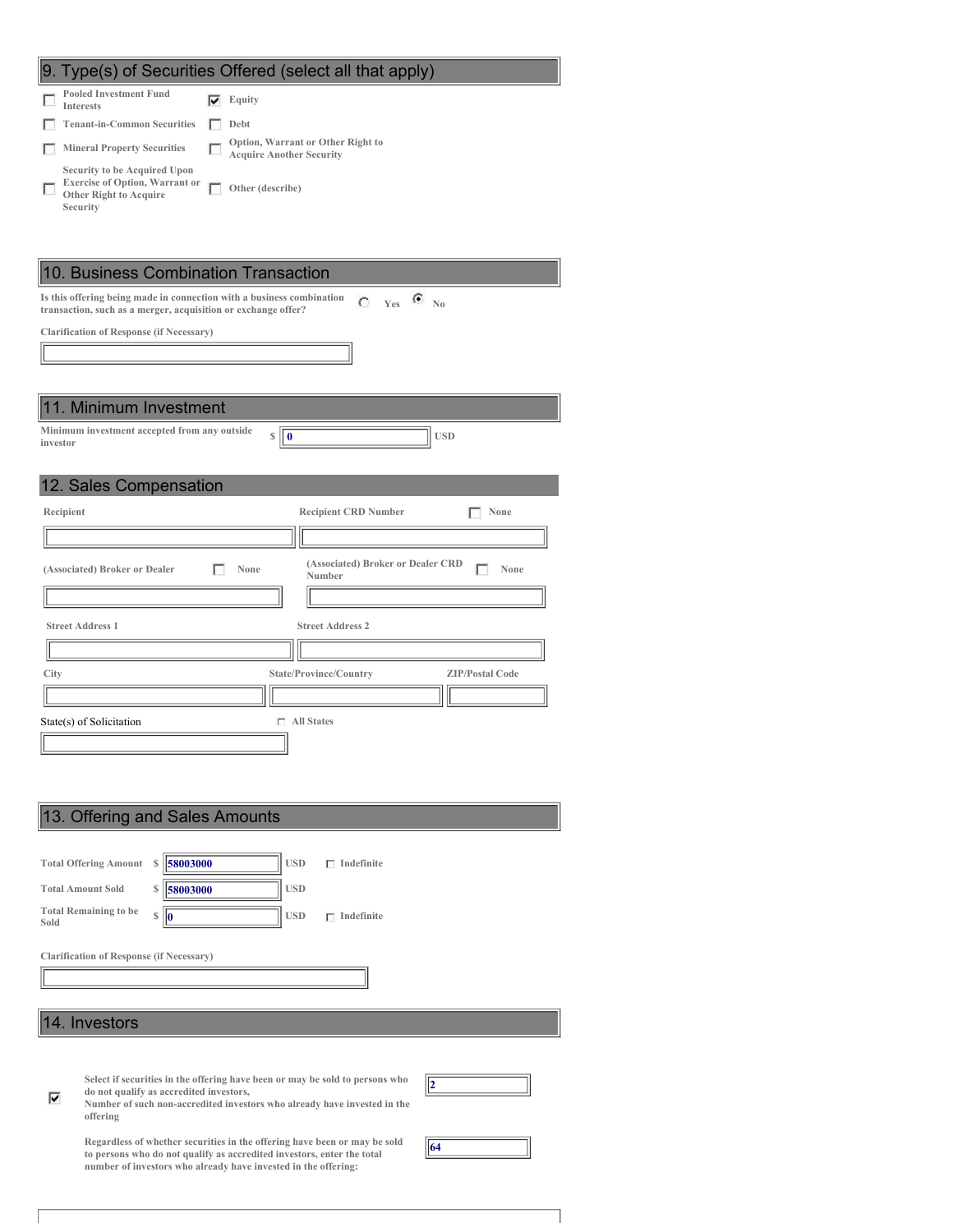## 9. Type(s) of Securities Offered (select all that apply)

- [ ] Pooled Investment Fund Interests
- [x] Equity
- [ ] Tenant-in-Common Securities
- [ ] Debt
- [ ] Mineral Property Securities
- [ ] Option, Warrant or Other Right to Acquire Another Security
- [ ] Security to be Acquired Upon Exercise of Option, Warrant or Other Right to Acquire Security
- [ ] Other (describe)

## 10. Business Combination Transaction

Is this offering being made in connection with a business combination transaction, such as a merger, acquisition or exchange offer?

- ( ) Yes
- (•) No

Clarification of Response (if Necessary)

## 11. Minimum Investment

Minimum investment accepted from any outside investor: $ 0 USD

## 12. Sales Compensation

| Field | Value |
| --- | --- |
| Recipient | |
| Recipient CRD Number | [ ] None |
| (Associated) Broker or Dealer | [ ] None |
| (Associated) Broker or Dealer CRD Number | [ ] None |
| Street Address 1 | |
| Street Address 2 | |
| City | |
| State/Province/Country | |
| ZIP/Postal Code | |
| State(s) of Solicitation | [ ] All States |

## 13. Offering and Sales Amounts

| Field | Amount | Currency | |
| --- | --- | --- | --- |
| Total Offering Amount | $ 58003000 | USD | [ ] Indefinite |
| Total Amount Sold | $ 58003000 | USD | |
| Total Remaining to be Sold | $ 0 | USD | [ ] Indefinite |

Clarification of Response (if Necessary)

## 14. Investors

- [x] Select if securities in the offering have been or may be sold to persons who do not qualify as accredited investors,
  Number of such non-accredited investors who already have invested in the offering: 2

Regardless of whether securities in the offering have been or may be sold to persons who do not qualify as accredited investors, enter the total number of investors who already have invested in the offering: 64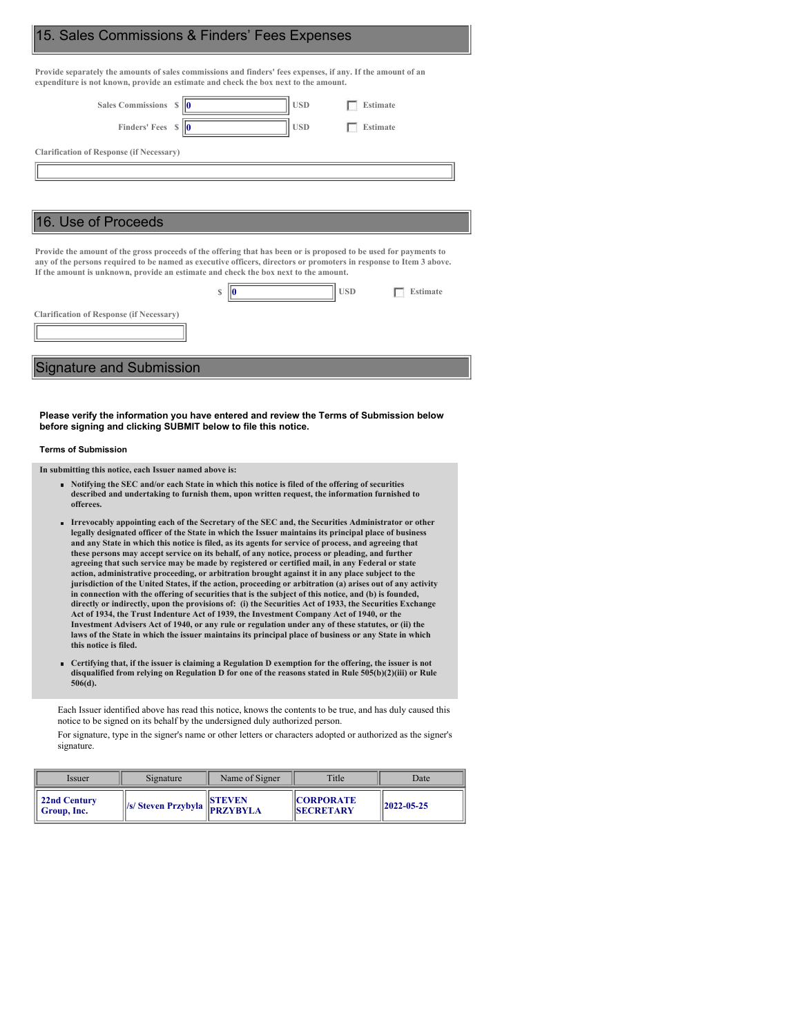## 15. Sales Commissions & Finders' Fees Expenses

Provide separately the amounts of sales commissions and finders' fees expenses, if any. If the amount of an expenditure is not known, provide an estimate and check the box next to the amount.

Sales Commissions $ 0 USD ☐ Estimate

Finders' Fees $ 0 USD ☐ Estimate

Clarification of Response (if Necessary)

## 16. Use of Proceeds

Provide the amount of the gross proceeds of the offering that has been or is proposed to be used for payments to any of the persons required to be named as executive officers, directors or promoters in response to Item 3 above. If the amount is unknown, provide an estimate and check the box next to the amount.

$ 0 USD ☐ Estimate

Clarification of Response (if Necessary)

## Signature and Submission

**Please verify the information you have entered and review the Terms of Submission below before signing and clicking SUBMIT below to file this notice.**

**Terms of Submission**

**In submitting this notice, each Issuer named above is:**

- **Notifying the SEC and/or each State in which this notice is filed of the offering of securities described and undertaking to furnish them, upon written request, the information furnished to offerees.**
- **Irrevocably appointing each of the Secretary of the SEC and, the Securities Administrator or other legally designated officer of the State in which the Issuer maintains its principal place of business and any State in which this notice is filed, as its agents for service of process, and agreeing that these persons may accept service on its behalf, of any notice, process or pleading, and further agreeing that such service may be made by registered or certified mail, in any Federal or state action, administrative proceeding, or arbitration brought against it in any place subject to the jurisdiction of the United States, if the action, proceeding or arbitration (a) arises out of any activity in connection with the offering of securities that is the subject of this notice, and (b) is founded, directly or indirectly, upon the provisions of: (i) the Securities Act of 1933, the Securities Exchange Act of 1934, the Trust Indenture Act of 1939, the Investment Company Act of 1940, or the Investment Advisers Act of 1940, or any rule or regulation under any of these statutes, or (ii) the laws of the State in which the issuer maintains its principal place of business or any State in which this notice is filed.**
- **Certifying that, if the issuer is claiming a Regulation D exemption for the offering, the issuer is not disqualified from relying on Regulation D for one of the reasons stated in Rule 505(b)(2)(iii) or Rule 506(d).**

Each Issuer identified above has read this notice, knows the contents to be true, and has duly caused this notice to be signed on its behalf by the undersigned duly authorized person.

For signature, type in the signer's name or other letters or characters adopted or authorized as the signer's signature.

| Issuer | Signature | Name of Signer | Title | Date |
|---|---|---|---|---|
| 22nd Century Group, Inc. | /s/ Steven Przybyla | STEVEN PRZYBYLA | CORPORATE SECRETARY | 2022-05-25 |